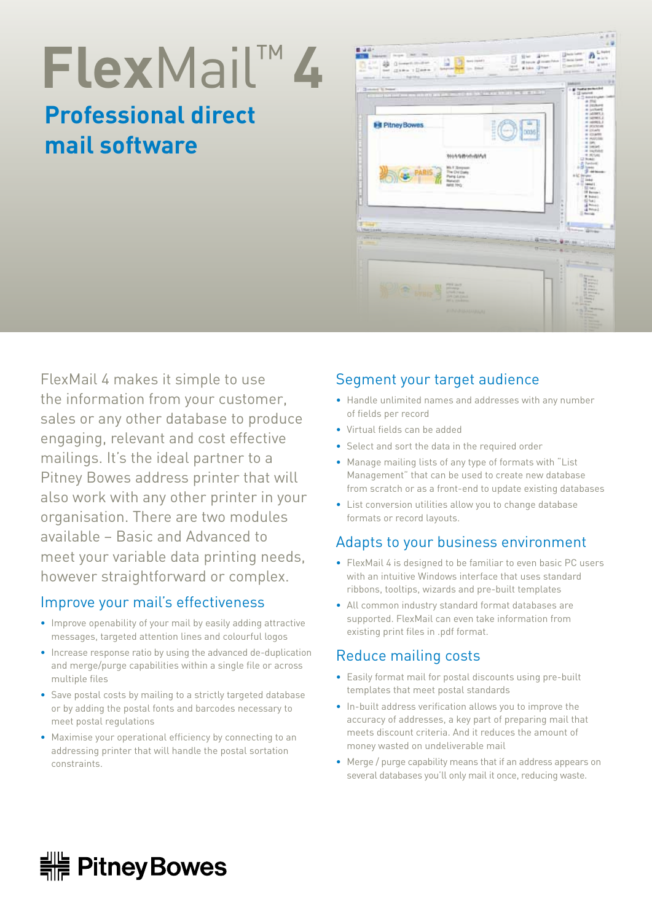# FlexMail™ 4

## Professional direct mail software

FlexMail 4 makes it simple to use the information from your customer, sales or any other database to produce engaging, relevant and cost effective mailings. It's the ideal partner to a Pitney Bowes address printer that will also work with any other printer in your organisation. There are two modules available – Basic and Advanced to meet your variable data printing needs, however straightforward or complex.

### Improve your mail's effectiveness

- Improve openability of your mail by easily adding attractive messages, targeted attention lines and colourful logos
- Increase response ratio by using the advanced de-duplication and merge/purge capabilities within a single file or across multiple files
- Save postal costs by mailing to a strictly targeted database or by adding the postal fonts and barcodes necessary to meet postal regulations
- Maximise your operational efficiency by connecting to an addressing printer that will handle the postal sortation constraints.

### Segment your target audience

- Handle unlimited names and addresses with any number of fields per record
- Virtual fields can be added
- Select and sort the data in the required order
- Manage mailing lists of any type of formats with "List Management" that can be used to create new database from scratch or as a front-end to update existing databases
- List conversion utilities allow you to change database formats or record layouts.

### Adapts to your business environment

- FlexMail 4 is designed to be familiar to even basic PC users with an intuitive Windows interface that uses standard ribbons, tooltips, wizards and pre-built templates
- All common industry standard format databases are supported. FlexMail can even take information from existing print files in .pdf format.

### Reduce mailing costs

- Easily format mail for postal discounts using pre-built templates that meet postal standards
- In-built address verification allows you to improve the accuracy of addresses, a key part of preparing mail that meets discount criteria. And it reduces the amount of money wasted on undeliverable mail
- Merge / purge capability means that if an address appears on several databases you'll only mail it once, reducing waste.

Pitney Bowes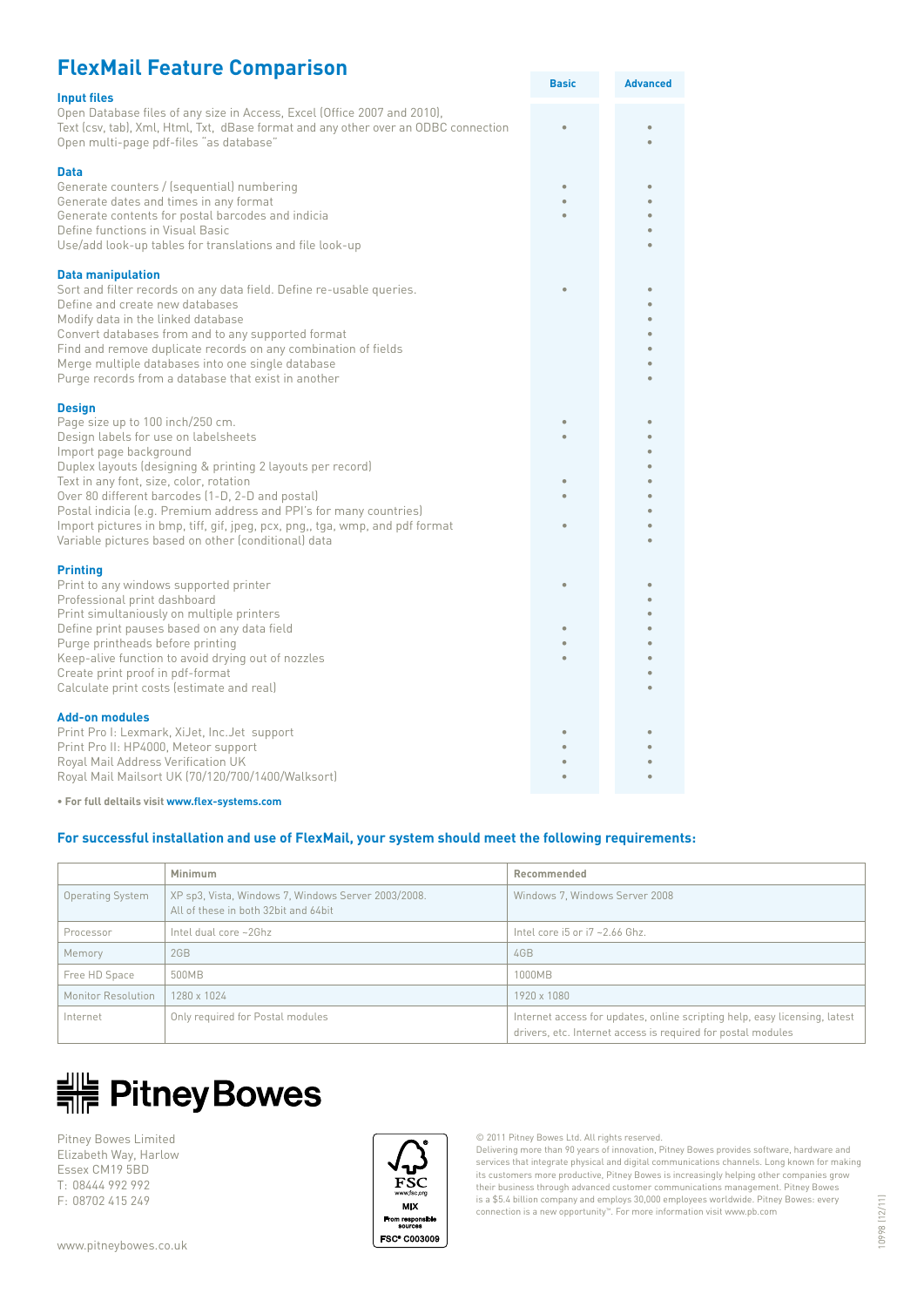# FlexMail Feature Comparison

| | Basic | Advanced |
|---|---|---|
| **Input files** | | |
| Open Database files of any size in Access, Excel (Office 2007 and 2010), Text (csv, tab), Xml, Html, Txt, dBase format and any other over an ODBC connection | • | • |
| Open multi-page pdf-files "as database" | | • |
| **Data** | | |
| Generate counters / (sequential) numbering | • | • |
| Generate dates and times in any format | • | • |
| Generate contents for postal barcodes and indicia | • | • |
| Define functions in Visual Basic | | • |
| Use/add look-up tables for translations and file look-up | | • |
| **Data manipulation** | | |
| Sort and filter records on any data field. Define re-usable queries. | • | • |
| Define and create new databases | | • |
| Modify data in the linked database | | • |
| Convert databases from and to any supported format | | • |
| Find and remove duplicate records on any combination of fields | | • |
| Merge multiple databases into one single database | | • |
| Purge records from a database that exist in another | | • |
| **Design** | | |
| Page size up to 100 inch/250 cm. | • | • |
| Design labels for use on labelsheets | • | • |
| Import page background | | • |
| Duplex layouts (designing & printing 2 layouts per record) | | • |
| Text in any font, size, color, rotation | • | • |
| Over 80 different barcodes (1-D, 2-D and postal) | • | • |
| Postal indicia (e.g. Premium address and PPI's for many countries) | | • |
| Import pictures in bmp, tiff, gif, jpeg, pcx, png,, tga, wmp, and pdf format | • | • |
| Variable pictures based on other (conditional) data | | • |
| **Printing** | | |
| Print to any windows supported printer | • | • |
| Professional print dashboard | | • |
| Print simultaniously on multiple printers | | • |
| Define print pauses based on any data field | • | • |
| Purge printheads before printing | • | • |
| Keep-alive function to avoid drying out of nozzles | • | • |
| Create print proof in pdf-format | | • |
| Calculate print costs (estimate and real) | | • |
| **Add-on modules** | | |
| Print Pro I: Lexmark, XiJet, Inc.Jet support | • | • |
| Print Pro II: HP4000, Meteor support | • | • |
| Royal Mail Address Verification UK | • | • |
| Royal Mail Mailsort UK (70/120/700/1400/Walksort) | • | • |

**• For full deltails visit www.flex-systems.com**

### For successful installation and use of FlexMail, your system should meet the following requirements:

| | Minimum | Recommended |
|---|---|---|
| Operating System | XP sp3, Vista, Windows 7, Windows Server 2003/2008. All of these in both 32bit and 64bit | Windows 7, Windows Server 2008 |
| Processor | Intel dual core ~2Ghz | Intel core i5 or i7 ~2.66 Ghz. |
| Memory | 2GB | 4GB |
| Free HD Space | 500MB | 1000MB |
| Monitor Resolution | 1280 x 1024 | 1920 x 1080 |
| Internet | Only required for Postal modules | Internet access for updates, online scripting help, easy licensing, latest drivers, etc. Internet access is required for postal modules |

Pitney Bowes

Pitney Bowes Limited
Elizabeth Way, Harlow
Essex CM19 5BD
T: 08444 992 992
F: 08702 415 249

www.pitneybowes.co.uk

FSC
www.fsc.org
MIX
From responsible sources
FSC® C003009

© 2011 Pitney Bowes Ltd. All rights reserved.
Delivering more than 90 years of innovation, Pitney Bowes provides software, hardware and services that integrate physical and digital communications channels. Long known for making its customers more productive, Pitney Bowes is increasingly helping other companies grow their business through advanced customer communications management. Pitney Bowes is a $5.4 billion company and employs 30,000 employees worldwide. Pitney Bowes: every connection is a new opportunity™. For more information visit www.pb.com

10998 (12/11)